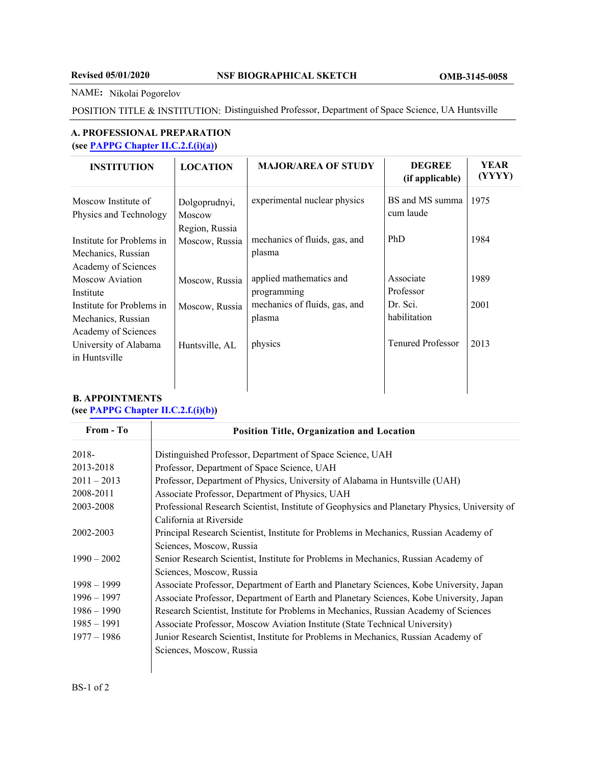Revised 05/01/2020 **NSF BIOGRAPHICAL SKETCH** OMB-3145-0058

NAME: Nikolai Pogorelov

POSITION TITLE & INSTITUTION: Distinguished Professor, Department of Space Science, UA Huntsville

## A. PROFESSIONAL PREPARATION
**(see PAPPG Chapter II.C.2.f.(i)(a))**

| INSTITUTION | LOCATION | MAJOR/AREA OF STUDY | DEGREE (if applicable) | YEAR (YYYY) |
|---|---|---|---|---|
| Moscow Institute of Physics and Technology | Dolgoprudnyi, Moscow Region, Russia | experimental nuclear physics | BS and MS summa cum laude | 1975 |
| Institute for Problems in Mechanics, Russian Academy of Sciences | Moscow, Russia | mechanics of fluids, gas, and plasma | PhD | 1984 |
| Moscow Aviation Institute | Moscow, Russia | applied mathematics and programming | Associate Professor | 1989 |
| Institute for Problems in Mechanics, Russian Academy of Sciences | Moscow, Russia | mechanics of fluids, gas, and plasma | Dr. Sci. habilitation | 2001 |
| University of Alabama in Huntsville | Huntsville, AL | physics | Tenured Professor | 2013 |

## B. APPOINTMENTS
**(see PAPPG Chapter II.C.2.f.(i)(b))**

| From - To | Position Title, Organization and Location |
|---|---|
| 2018- | Distinguished Professor, Department of Space Science, UAH |
| 2013-2018 | Professor, Department of Space Science, UAH |
| 2011 – 2013 | Professor, Department of Physics, University of Alabama in Huntsville (UAH) |
| 2008-2011 | Associate Professor, Department of Physics, UAH |
| 2003-2008 | Professional Research Scientist, Institute of Geophysics and Planetary Physics, University of California at Riverside |
| 2002-2003 | Principal Research Scientist, Institute for Problems in Mechanics, Russian Academy of Sciences, Moscow, Russia |
| 1990 – 2002 | Senior Research Scientist, Institute for Problems in Mechanics, Russian Academy of Sciences, Moscow, Russia |
| 1998 – 1999 | Associate Professor, Department of Earth and Planetary Sciences, Kobe University, Japan |
| 1996 – 1997 | Associate Professor, Department of Earth and Planetary Sciences, Kobe University, Japan |
| 1986 – 1990 | Research Scientist, Institute for Problems in Mechanics, Russian Academy of Sciences |
| 1985 – 1991 | Associate Professor, Moscow Aviation Institute (State Technical University) |
| 1977 – 1986 | Junior Research Scientist, Institute for Problems in Mechanics, Russian Academy of Sciences, Moscow, Russia |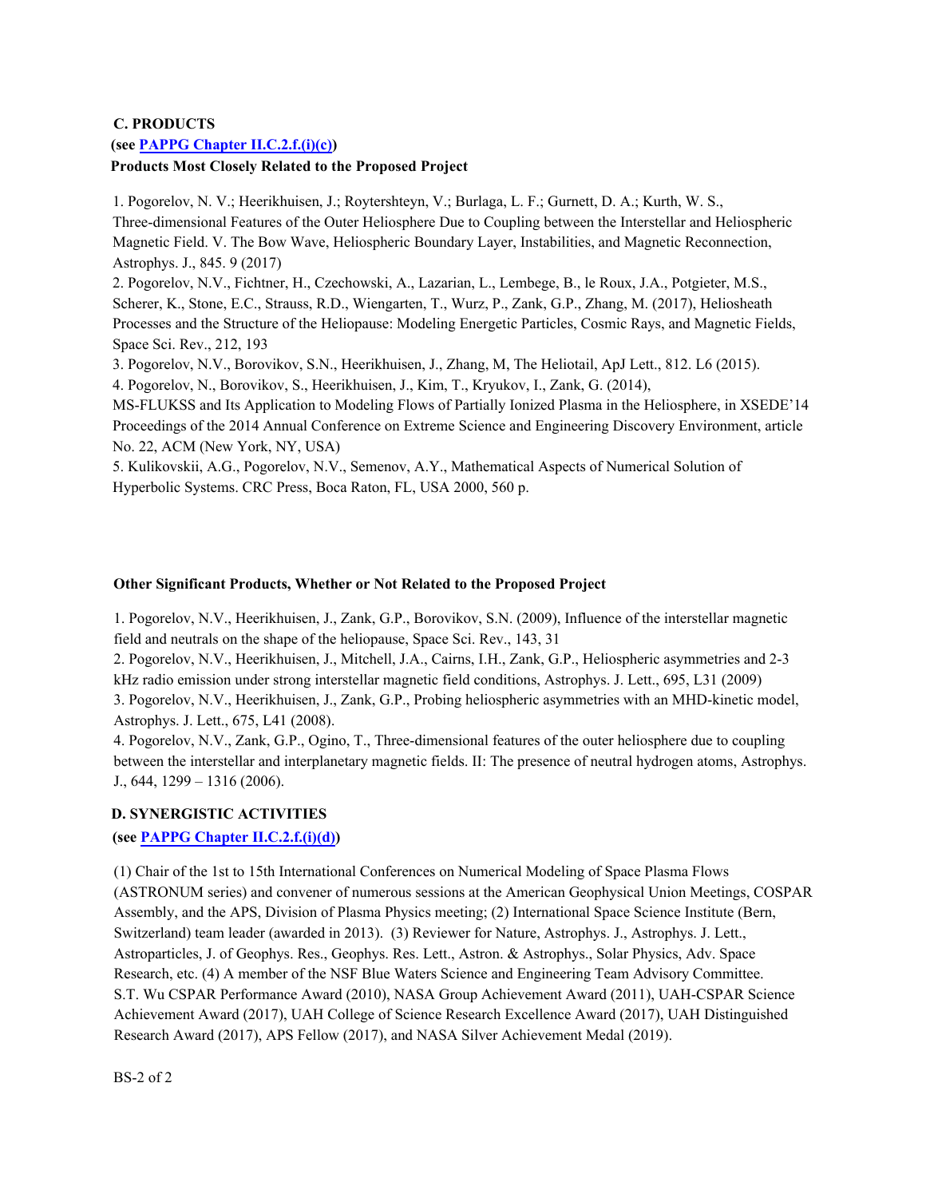**C. PRODUCTS**

**(see [PAPPG Chapter II.C.2.f.(i)(c)](#))**

**Products Most Closely Related to the Proposed Project**

1. Pogorelov, N. V.; Heerikhuisen, J.; Roytershteyn, V.; Burlaga, L. F.; Gurnett, D. A.; Kurth, W. S., Three-dimensional Features of the Outer Heliosphere Due to Coupling between the Interstellar and Heliospheric Magnetic Field. V. The Bow Wave, Heliospheric Boundary Layer, Instabilities, and Magnetic Reconnection, Astrophys. J., 845. 9 (2017)
2. Pogorelov, N.V., Fichtner, H., Czechowski, A., Lazarian, L., Lembege, B., le Roux, J.A., Potgieter, M.S., Scherer, K., Stone, E.C., Strauss, R.D., Wiengarten, T., Wurz, P., Zank, G.P., Zhang, M. (2017), Heliosheath Processes and the Structure of the Heliopause: Modeling Energetic Particles, Cosmic Rays, and Magnetic Fields, Space Sci. Rev., 212, 193
3. Pogorelov, N.V., Borovikov, S.N., Heerikhuisen, J., Zhang, M, The Heliotail, ApJ Lett., 812. L6 (2015).
4. Pogorelov, N., Borovikov, S., Heerikhuisen, J., Kim, T., Kryukov, I., Zank, G. (2014), MS-FLUKSS and Its Application to Modeling Flows of Partially Ionized Plasma in the Heliosphere, in XSEDE'14 Proceedings of the 2014 Annual Conference on Extreme Science and Engineering Discovery Environment, article No. 22, ACM (New York, NY, USA)
5. Kulikovskii, A.G., Pogorelov, N.V., Semenov, A.Y., Mathematical Aspects of Numerical Solution of Hyperbolic Systems. CRC Press, Boca Raton, FL, USA 2000, 560 p.

**Other Significant Products, Whether or Not Related to the Proposed Project**

1. Pogorelov, N.V., Heerikhuisen, J., Zank, G.P., Borovikov, S.N. (2009), Influence of the interstellar magnetic field and neutrals on the shape of the heliopause, Space Sci. Rev., 143, 31
2. Pogorelov, N.V., Heerikhuisen, J., Mitchell, J.A., Cairns, I.H., Zank, G.P., Heliospheric asymmetries and 2-3 kHz radio emission under strong interstellar magnetic field conditions, Astrophys. J. Lett., 695, L31 (2009)
3. Pogorelov, N.V., Heerikhuisen, J., Zank, G.P., Probing heliospheric asymmetries with an MHD-kinetic model, Astrophys. J. Lett., 675, L41 (2008).
4. Pogorelov, N.V., Zank, G.P., Ogino, T., Three-dimensional features of the outer heliosphere due to coupling between the interstellar and interplanetary magnetic fields. II: The presence of neutral hydrogen atoms, Astrophys. J., 644, 1299 – 1316 (2006).

**D. SYNERGISTIC ACTIVITIES**

**(see [PAPPG Chapter II.C.2.f.(i)(d)](#))**

(1) Chair of the 1st to 15th International Conferences on Numerical Modeling of Space Plasma Flows (ASTRONUM series) and convener of numerous sessions at the American Geophysical Union Meetings, COSPAR Assembly, and the APS, Division of Plasma Physics meeting; (2) International Space Science Institute (Bern, Switzerland) team leader (awarded in 2013). (3) Reviewer for Nature, Astrophys. J., Astrophys. J. Lett., Astroparticles, J. of Geophys. Res., Geophys. Res. Lett., Astron. & Astrophys., Solar Physics, Adv. Space Research, etc. (4) A member of the NSF Blue Waters Science and Engineering Team Advisory Committee. S.T. Wu CSPAR Performance Award (2010), NASA Group Achievement Award (2011), UAH-CSPAR Science Achievement Award (2017), UAH College of Science Research Excellence Award (2017), UAH Distinguished Research Award (2017), APS Fellow (2017), and NASA Silver Achievement Medal (2019).